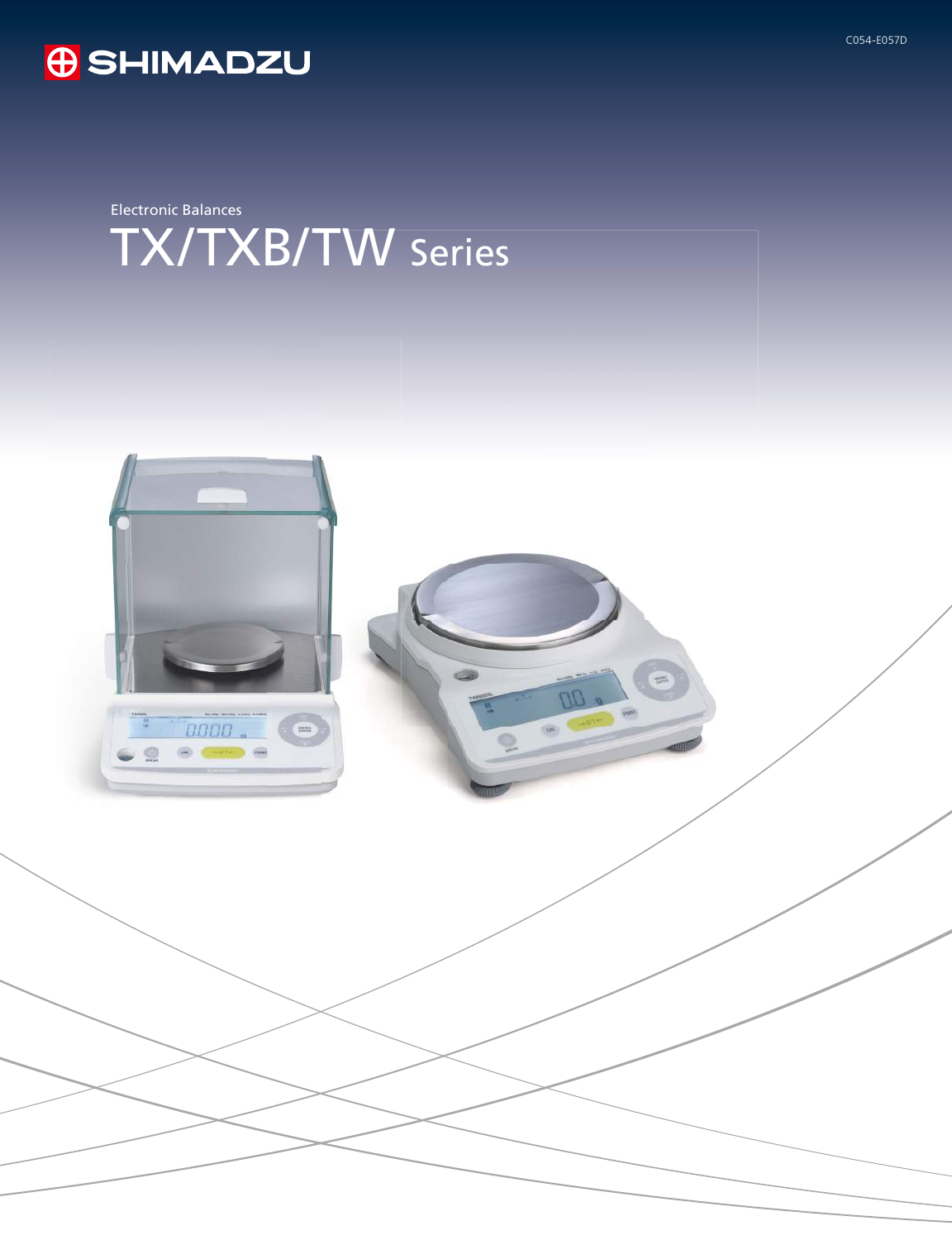SHIMADZU

C054-E057D

Electronic Balances

# TX/TXB/TW Series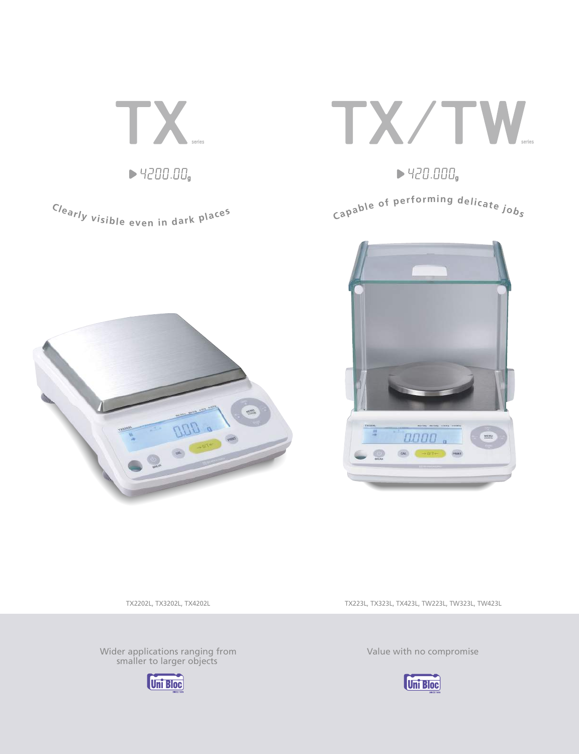# TX series

▶ 4200.00g

Clearly visible even in dark places

TX2202L, TX3202L, TX4202L

Wider applications ranging from smaller to larger objects

Uni Bloc

# TX/TW series

▶ 420.000g

Capable of performing delicate jobs

TX223L, TX323L, TX423L, TW223L, TW323L, TW423L

Value with no compromise

Uni Bloc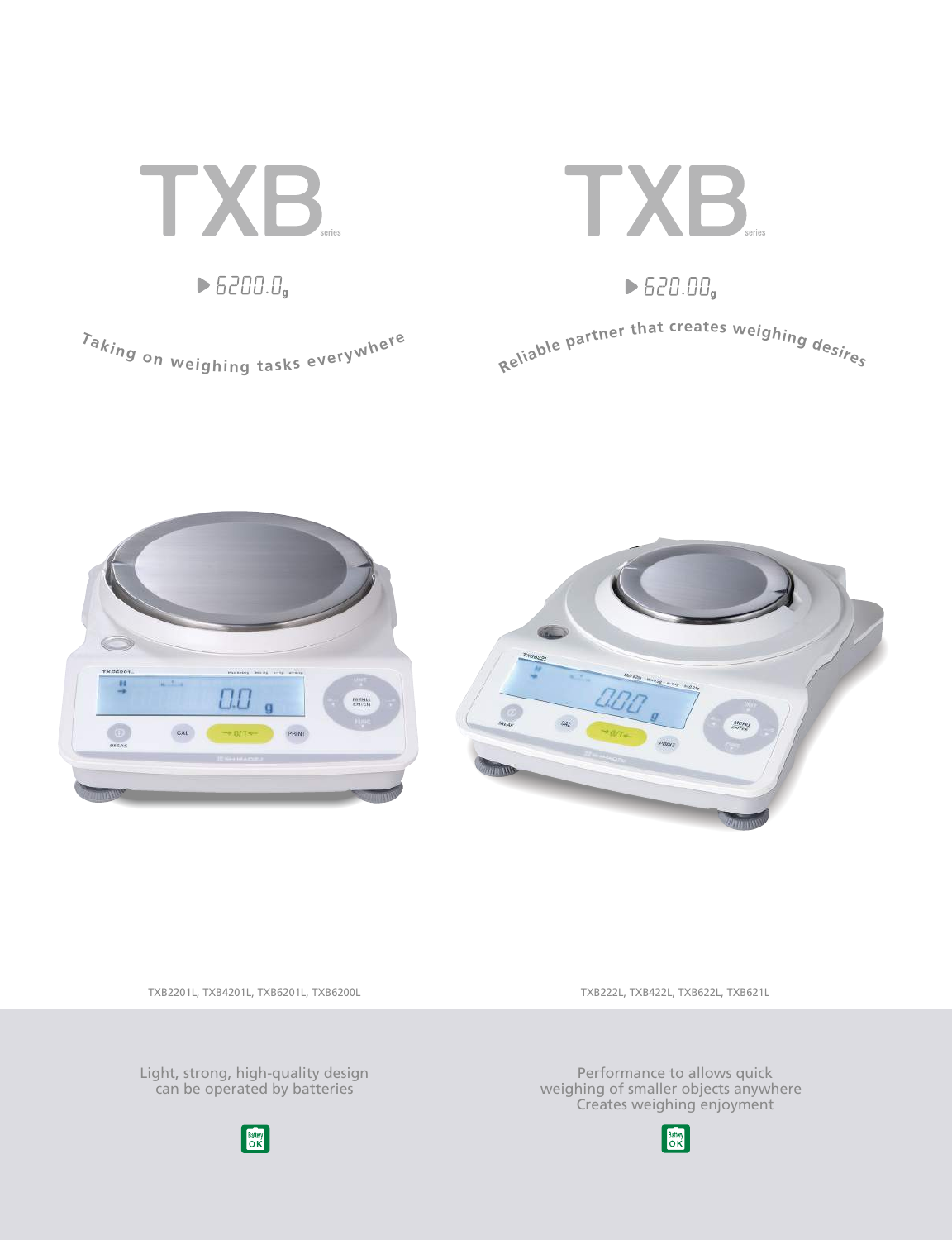# TXB series

▶ 6200.0g

Taking on weighing tasks everywhere

TXB2201L, TXB4201L, TXB6201L, TXB6200L

Light, strong, high-quality design
can be operated by batteries

Battery OK

# TXB series

▶ 620.00g

Reliable partner that creates weighing desires

TXB222L, TXB422L, TXB622L, TXB621L

Performance to allows quick
weighing of smaller objects anywhere
Creates weighing enjoyment

Battery OK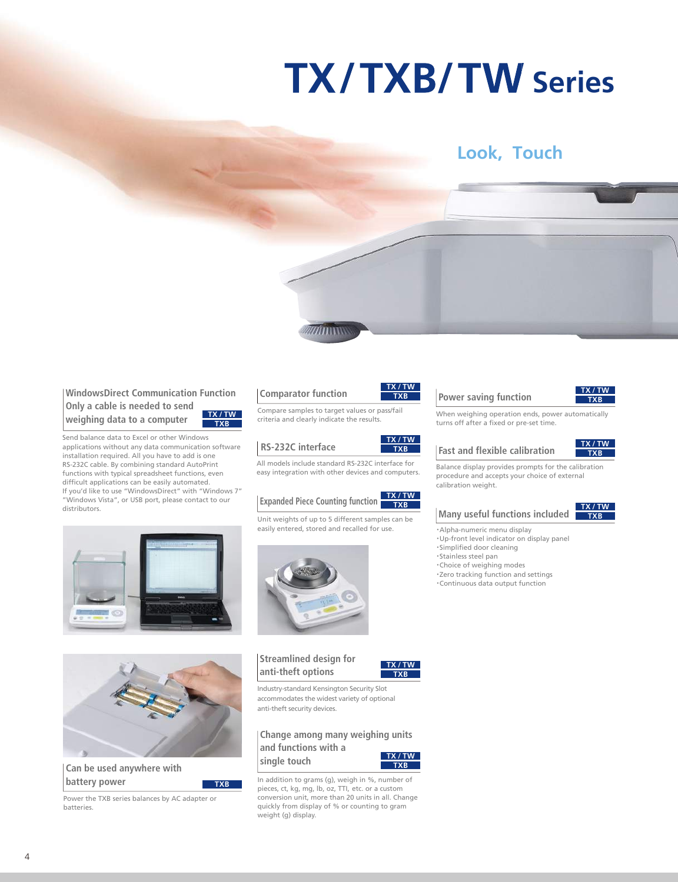# TX/TXB/TW Series

## Look, Touch

### WindowsDirect Communication Function Only a cable is needed to send weighing data to a computer

TX / TW
TXB

Send balance data to Excel or other Windows applications without any data communication software installation required. All you have to add is one RS-232C cable. By combining standard AutoPrint functions with typical spreadsheet functions, even difficult applications can be easily automated.
If you'd like to use "WindowsDirect" with "Windows 7" "Windows Vista", or USB port, please contact to our distributors.

### Can be used anywhere with battery power

TXB

Power the TXB series balances by AC adapter or batteries.

### Comparator function

TX / TW
TXB

Compare samples to target values or pass/fail criteria and clearly indicate the results.

### RS-232C interface

TX / TW
TXB

All models include standard RS-232C interface for easy integration with other devices and computers.

### Expanded Piece Counting function

TX / TW
TXB

Unit weights of up to 5 different samples can be easily entered, stored and recalled for use.

### Streamlined design for anti-theft options

TX / TW
TXB

Industry-standard Kensington Security Slot accommodates the widest variety of optional anti-theft security devices.

### Change among many weighing units and functions with a single touch

TX / TW
TXB

In addition to grams (g), weigh in %, number of pieces, ct, kg, mg, lb, oz, TTl, etc. or a custom conversion unit, more than 20 units in all. Change quickly from display of % or counting to gram weight (g) display.

### Power saving function

TX / TW
TXB

When weighing operation ends, power automatically turns off after a fixed or pre-set time.

### Fast and flexible calibration

TX / TW
TXB

Balance display provides prompts for the calibration procedure and accepts your choice of external calibration weight.

### Many useful functions included

TX / TW
TXB

- Alpha-numeric menu display
- Up-front level indicator on display panel
- Simplified door cleaning
- Stainless steel pan
- Choice of weighing modes
- Zero tracking function and settings
- Continuous data output function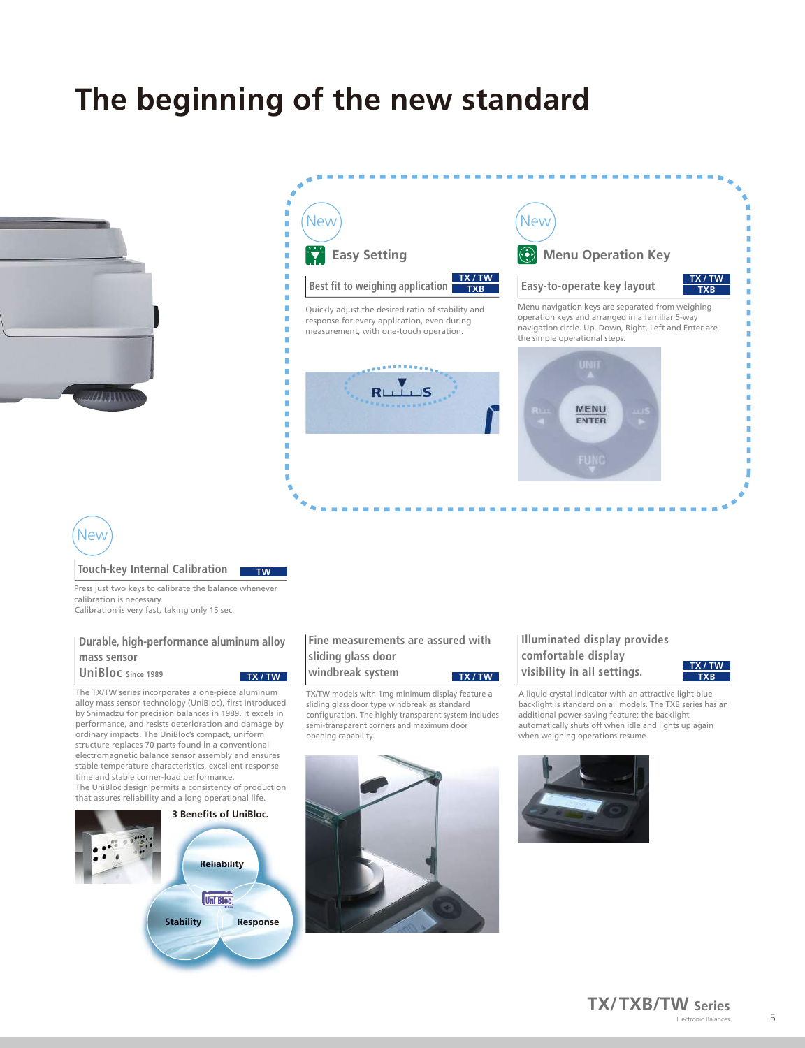# The beginning of the new standard

New

## Easy Setting

### Best fit to weighing application

TX / TW
TXB

Quickly adjust the desired ratio of stability and response for every application, even during measurement, with one-touch operation.

New

## Menu Operation Key

### Easy-to-operate key layout

TX / TW
TXB

Menu navigation keys are separated from weighing operation keys and arranged in a familiar 5-way navigation circle. Up, Down, Right, Left and Enter are the simple operational steps.

New

### Touch-key Internal Calibration

TW

Press just two keys to calibrate the balance whenever calibration is necessary.
Calibration is very fast, taking only 15 sec.

### Durable, high-performance aluminum alloy mass sensor UniBloc Since 1989

TX / TW

The TX/TW series incorporates a one-piece aluminum alloy mass sensor technology (UniBloc), first introduced by Shimadzu for precision balances in 1989. It excels in performance, and resists deterioration and damage by ordinary impacts. The UniBloc's compact, uniform structure replaces 70 parts found in a conventional electromagnetic balance sensor assembly and ensures stable temperature characteristics, excellent response time and stable corner-load performance.
The UniBloc design permits a consistency of production that assures reliability and a long operational life.

3 Benefits of UniBloc.

Reliability
Stability
Response

### Fine measurements are assured with sliding glass door windbreak system

TX / TW

TX/TW models with 1mg minimum display feature a sliding glass door type windbreak as standard configuration. The highly transparent system includes semi-transparent corners and maximum door opening capability.

### Illuminated display provides comfortable display visibility in all settings.

TX / TW
TXB

A liquid crystal indicator with an attractive light blue backlight is standard on all models. The TXB series has an additional power-saving feature: the backlight automatically shuts off when idle and lights up again when weighing operations resume.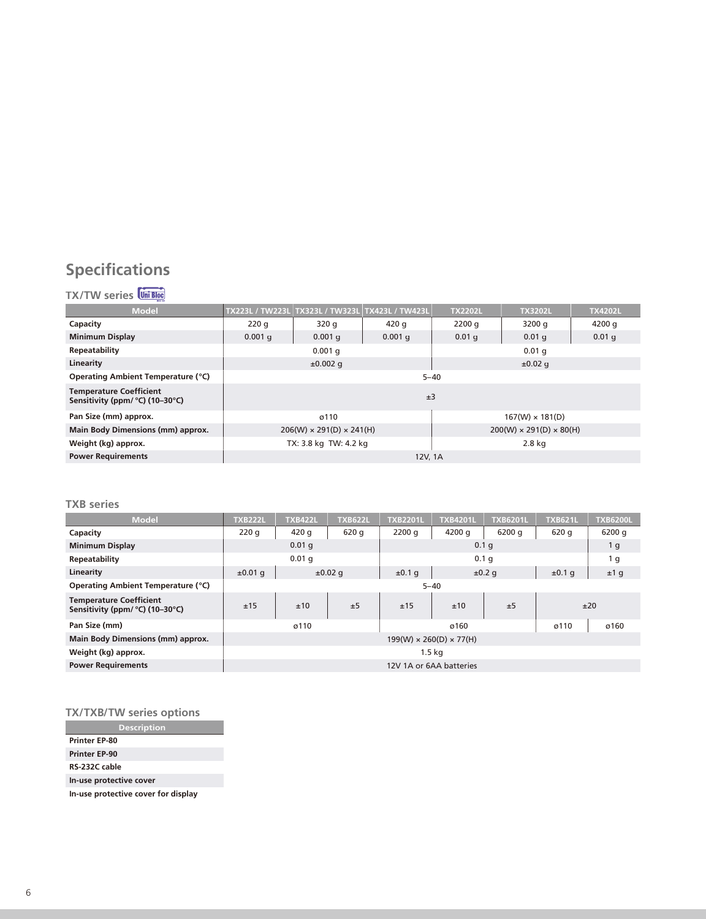# Specifications

## TX/TW series Uni Bloc

| Model | TX223L / TW223L | TX323L / TW323L | TX423L / TW423L | TX2202L | TX3202L | TX4202L |
|---|---|---|---|---|---|---|
| **Capacity** | 220 g | 320 g | 420 g | 2200 g | 3200 g | 4200 g |
| **Minimum Display** | 0.001 g | 0.001 g | 0.001 g | 0.01 g | 0.01 g | 0.01 g |
| **Repeatability** | 0.001 g | | | 0.01 g | | |
| **Linearity** | ±0.002 g | | | ±0.02 g | | |
| **Operating Ambient Temperature (°C)** | 5–40 | | | | | |
| **Temperature Coefficient Sensitivity (ppm/ °C) (10–30°C)** | ±3 | | | | | |
| **Pan Size (mm) approx.** | ø110 | | | 167(W) × 181(D) | | |
| **Main Body Dimensions (mm) approx.** | 206(W) × 291(D) × 241(H) | | | 200(W) × 291(D) × 80(H) | | |
| **Weight (kg) approx.** | TX: 3.8 kg TW: 4.2 kg | | | 2.8 kg | | |
| **Power Requirements** | 12V, 1A | | | | | |

## TXB series

| Model | TXB222L | TXB422L | TXB622L | TXB2201L | TXB4201L | TXB6201L | TXB621L | TXB6200L |
|---|---|---|---|---|---|---|---|---|
| **Capacity** | 220 g | 420 g | 620 g | 2200 g | 4200 g | 6200 g | 620 g | 6200 g |
| **Minimum Display** | 0.01 g | | | 0.1 g | | | | 1 g |
| **Repeatability** | 0.01 g | | | 0.1 g | | | | 1 g |
| **Linearity** | ±0.01 g | ±0.02 g | | ±0.1 g | ±0.2 g | | ±0.1 g | ±1 g |
| **Operating Ambient Temperature (°C)** | 5–40 | | | | | | | |
| **Temperature Coefficient Sensitivity (ppm/ °C) (10–30°C)** | ±15 | ±10 | ±5 | ±15 | ±10 | ±5 | ±20 | |
| **Pan Size (mm)** | ø110 | | | ø160 | | | ø110 | ø160 |
| **Main Body Dimensions (mm) approx.** | 199(W) × 260(D) × 77(H) | | | | | | | |
| **Weight (kg) approx.** | 1.5 kg | | | | | | | |
| **Power Requirements** | 12V 1A or 6AA batteries | | | | | | | |

## TX/TXB/TW series options

| Description |
|---|
| **Printer EP-80** |
| **Printer EP-90** |
| **RS-232C cable** |
| **In-use protective cover** |
| **In-use protective cover for display** |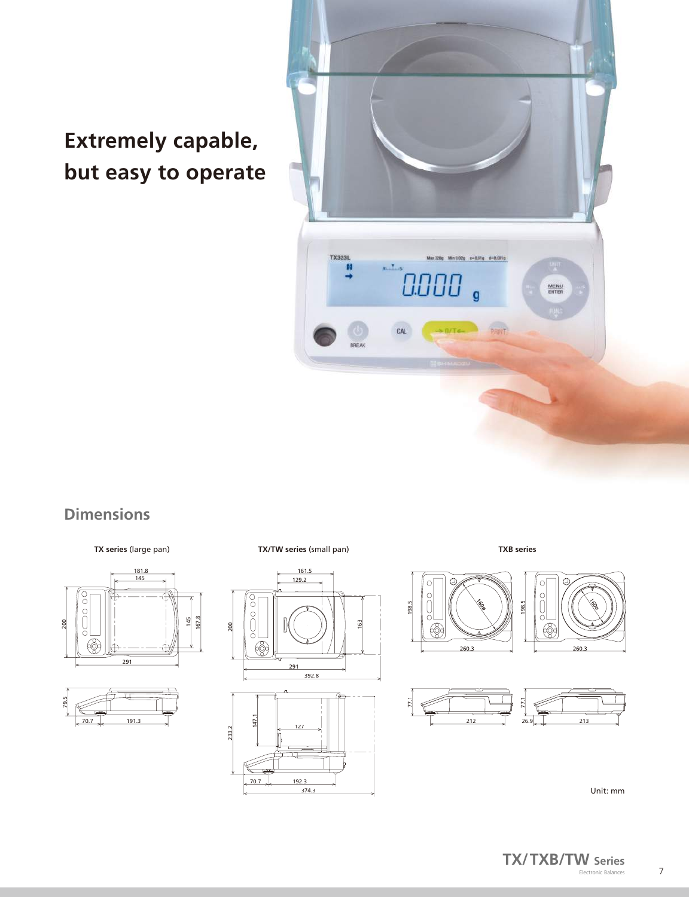# Extremely capable, but easy to operate

## Dimensions

**TX series** (large pan)

**TX/TW series** (small pan)

**TXB series**

Unit: mm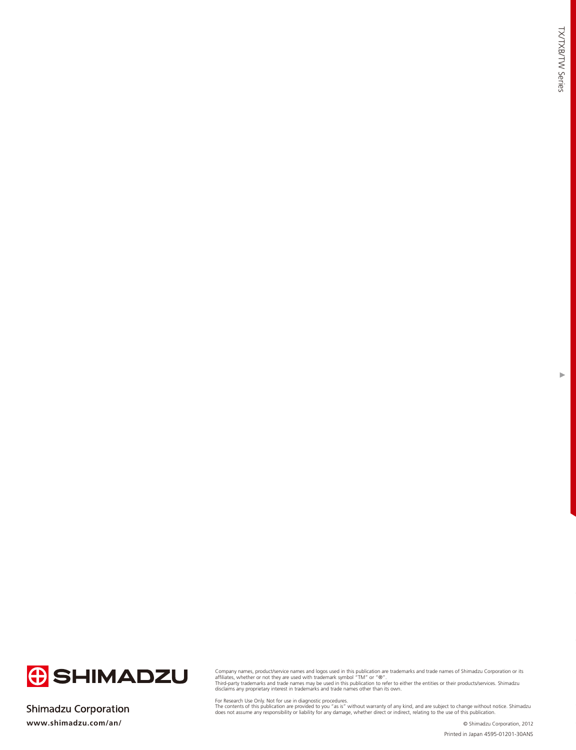SHIMADZU

Shimadzu Corporation

www.shimadzu.com/an/

Company names, product/service names and logos used in this publication are trademarks and trade names of Shimadzu Corporation or its affiliates, whether or not they are used with trademark symbol "TM" or "®".
Third-party trademarks and trade names may be used in this publication to refer to either the entities or their products/services. Shimadzu disclaims any proprietary interest in trademarks and trade names other than its own.

For Research Use Only. Not for use in diagnostic procedures.
The contents of this publication are provided to you "as is" without warranty of any kind, and are subject to change without notice. Shimadzu does not assume any responsibility or liability for any damage, whether direct or indirect, relating to the use of this publication.

© Shimadzu Corporation, 2012

Printed in Japan 4595-01201-30ANS